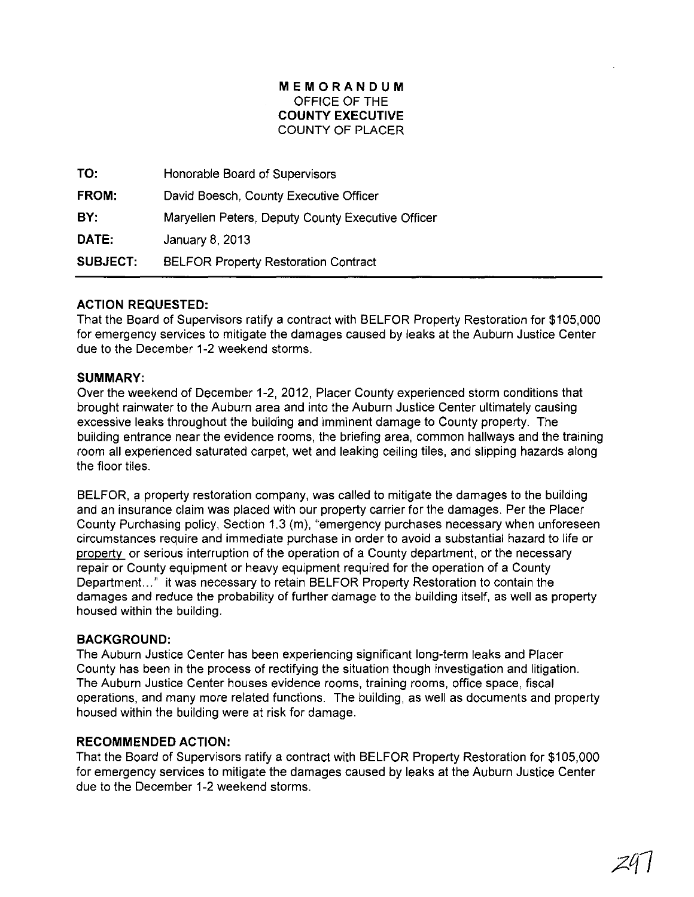**MEMORANDUM**
OFFICE OF THE
**COUNTY EXECUTIVE**
COUNTY OF PLACER

| | |
|---|---|
| **TO:** | Honorable Board of Supervisors |
| **FROM:** | David Boesch, County Executive Officer |
| **BY:** | Maryellen Peters, Deputy County Executive Officer |
| **DATE:** | January 8, 2013 |
| **SUBJECT:** | BELFOR Property Restoration Contract |

**ACTION REQUESTED:**
That the Board of Supervisors ratify a contract with BELFOR Property Restoration for $105,000 for emergency services to mitigate the damages caused by leaks at the Auburn Justice Center due to the December 1-2 weekend storms.

**SUMMARY:**
Over the weekend of December 1-2, 2012, Placer County experienced storm conditions that brought rainwater to the Auburn area and into the Auburn Justice Center ultimately causing excessive leaks throughout the building and imminent damage to County property. The building entrance near the evidence rooms, the briefing area, common hallways and the training room all experienced saturated carpet, wet and leaking ceiling tiles, and slipping hazards along the floor tiles.

BELFOR, a property restoration company, was called to mitigate the damages to the building and an insurance claim was placed with our property carrier for the damages. Per the Placer County Purchasing policy, Section 1.3 (m), "emergency purchases necessary when unforeseen circumstances require and immediate purchase in order to avoid a substantial hazard to life or property or serious interruption of the operation of a County department, or the necessary repair or County equipment or heavy equipment required for the operation of a County Department..." it was necessary to retain BELFOR Property Restoration to contain the damages and reduce the probability of further damage to the building itself, as well as property housed within the building.

**BACKGROUND:**
The Auburn Justice Center has been experiencing significant long-term leaks and Placer County has been in the process of rectifying the situation though investigation and litigation. The Auburn Justice Center houses evidence rooms, training rooms, office space, fiscal operations, and many more related functions. The building, as well as documents and property housed within the building were at risk for damage.

**RECOMMENDED ACTION:**
That the Board of Supervisors ratify a contract with BELFOR Property Restoration for $105,000 for emergency services to mitigate the damages caused by leaks at the Auburn Justice Center due to the December 1-2 weekend storms.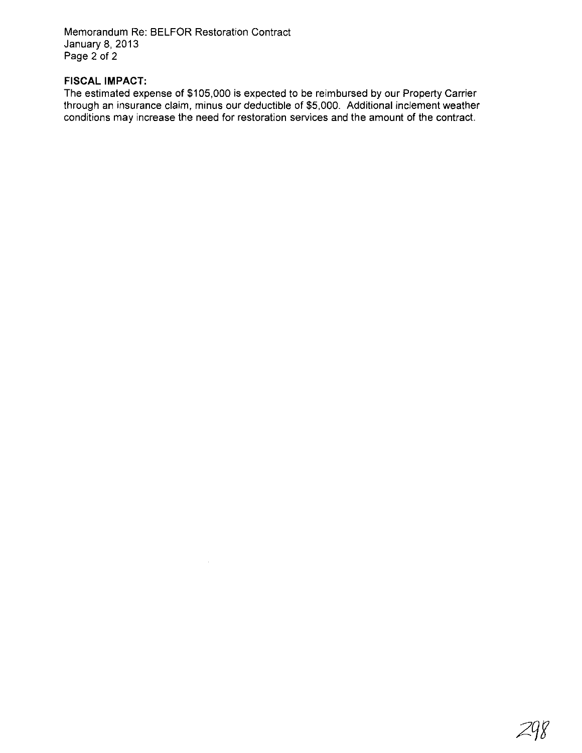**FISCAL IMPACT:**

The estimated expense of $105,000 is expected to be reimbursed by our Property Carrier through an insurance claim, minus our deductible of $5,000. Additional inclement weather conditions may increase the need for restoration services and the amount of the contract.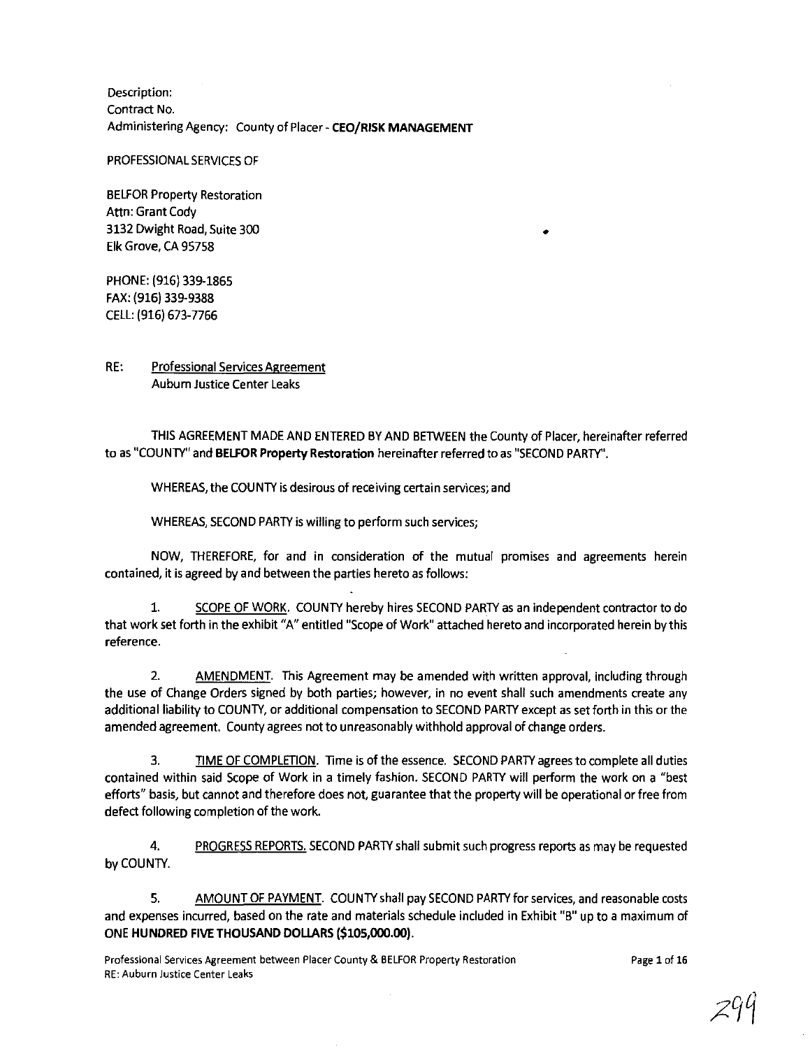Description:
Contract No.
Administering Agency: County of Placer - **CEO/RISK MANAGEMENT**

PROFESSIONAL SERVICES OF

BELFOR Property Restoration
Attn: Grant Cody
3132 Dwight Road, Suite 300
Elk Grove, CA 95758

PHONE: (916) 339-1865
FAX: (916) 339-9388
CELL: (916) 673-7766

RE: Professional Services Agreement
Auburn Justice Center Leaks

THIS AGREEMENT MADE AND ENTERED BY AND BETWEEN the County of Placer, hereinafter referred to as "COUNTY" and **BELFOR Property Restoration** hereinafter referred to as "SECOND PARTY".

WHEREAS, the COUNTY is desirous of receiving certain services; and

WHEREAS, SECOND PARTY is willing to perform such services;

NOW, THEREFORE, for and in consideration of the mutual promises and agreements herein contained, it is agreed by and between the parties hereto as follows:

1. SCOPE OF WORK. COUNTY hereby hires SECOND PARTY as an independent contractor to do that work set forth in the exhibit "A" entitled "Scope of Work" attached hereto and incorporated herein by this reference.

2. AMENDMENT. This Agreement may be amended with written approval, including through the use of Change Orders signed by both parties; however, in no event shall such amendments create any additional liability to COUNTY, or additional compensation to SECOND PARTY except as set forth in this or the amended agreement. County agrees not to unreasonably withhold approval of change orders.

3. TIME OF COMPLETION. Time is of the essence. SECOND PARTY agrees to complete all duties contained within said Scope of Work in a timely fashion. SECOND PARTY will perform the work on a "best efforts" basis, but cannot and therefore does not, guarantee that the property will be operational or free from defect following completion of the work.

4. PROGRESS REPORTS. SECOND PARTY shall submit such progress reports as may be requested by COUNTY.

5. AMOUNT OF PAYMENT. COUNTY shall pay SECOND PARTY for services, and reasonable costs and expenses incurred, based on the rate and materials schedule included in Exhibit "B" up to a maximum of **ONE HUNDRED FIVE THOUSAND DOLLARS ($105,000.00)**.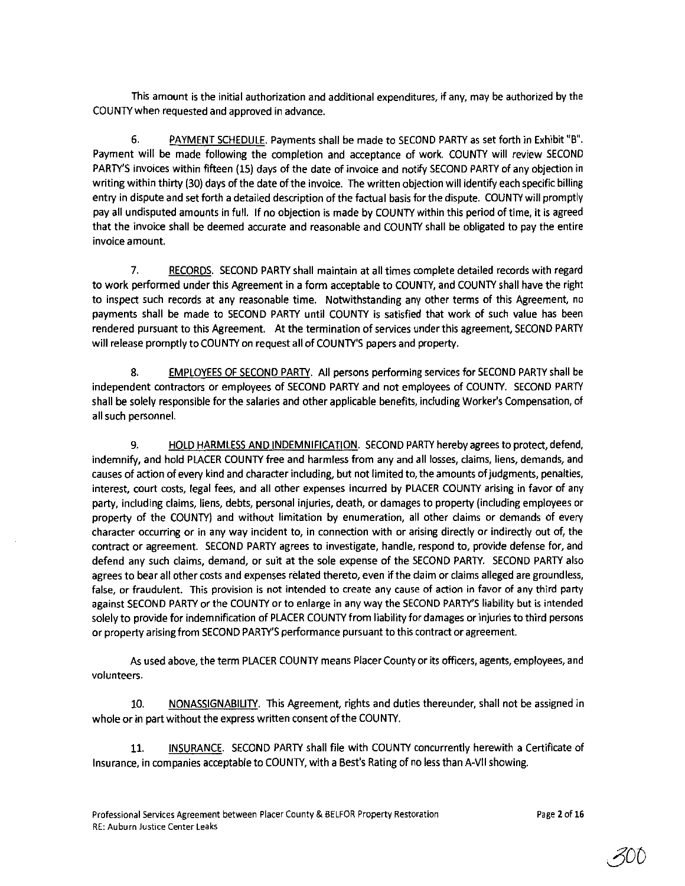This amount is the initial authorization and additional expenditures, if any, may be authorized by the COUNTY when requested and approved in advance.

6. PAYMENT SCHEDULE. Payments shall be made to SECOND PARTY as set forth in Exhibit "B". Payment will be made following the completion and acceptance of work. COUNTY will review SECOND PARTY'S invoices within fifteen (15) days of the date of invoice and notify SECOND PARTY of any objection in writing within thirty (30) days of the date of the invoice. The written objection will identify each specific billing entry in dispute and set forth a detailed description of the factual basis for the dispute. COUNTY will promptly pay all undisputed amounts in full. If no objection is made by COUNTY within this period of time, it is agreed that the invoice shall be deemed accurate and reasonable and COUNTY shall be obligated to pay the entire invoice amount.

7. RECORDS. SECOND PARTY shall maintain at all times complete detailed records with regard to work performed under this Agreement in a form acceptable to COUNTY, and COUNTY shall have the right to inspect such records at any reasonable time. Notwithstanding any other terms of this Agreement, no payments shall be made to SECOND PARTY until COUNTY is satisfied that work of such value has been rendered pursuant to this Agreement. At the termination of services under this agreement, SECOND PARTY will release promptly to COUNTY on request all of COUNTY'S papers and property.

8. EMPLOYEES OF SECOND PARTY. All persons performing services for SECOND PARTY shall be independent contractors or employees of SECOND PARTY and not employees of COUNTY. SECOND PARTY shall be solely responsible for the salaries and other applicable benefits, including Worker's Compensation, of all such personnel.

9. HOLD HARMLESS AND INDEMNIFICATION. SECOND PARTY hereby agrees to protect, defend, indemnify, and hold PLACER COUNTY free and harmless from any and all losses, claims, liens, demands, and causes of action of every kind and character including, but not limited to, the amounts of judgments, penalties, interest, court costs, legal fees, and all other expenses incurred by PLACER COUNTY arising in favor of any party, including claims, liens, debts, personal injuries, death, or damages to property (including employees or property of the COUNTY) and without limitation by enumeration, all other claims or demands of every character occurring or in any way incident to, in connection with or arising directly or indirectly out of, the contract or agreement. SECOND PARTY agrees to investigate, handle, respond to, provide defense for, and defend any such claims, demand, or suit at the sole expense of the SECOND PARTY. SECOND PARTY also agrees to bear all other costs and expenses related thereto, even if the claim or claims alleged are groundless, false, or fraudulent. This provision is not intended to create any cause of action in favor of any third party against SECOND PARTY or the COUNTY or to enlarge in any way the SECOND PARTY'S liability but is intended solely to provide for indemnification of PLACER COUNTY from liability for damages or injuries to third persons or property arising from SECOND PARTY'S performance pursuant to this contract or agreement.

As used above, the term PLACER COUNTY means Placer County or its officers, agents, employees, and volunteers.

10. NONASSIGNABILITY. This Agreement, rights and duties thereunder, shall not be assigned in whole or in part without the express written consent of the COUNTY.

11. INSURANCE. SECOND PARTY shall file with COUNTY concurrently herewith a Certificate of Insurance, in companies acceptable to COUNTY, with a Best's Rating of no less than A-VII showing.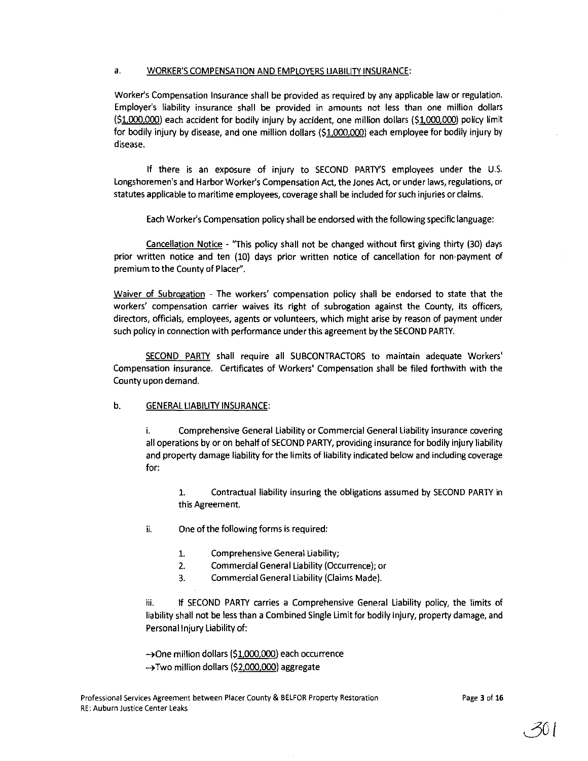a. <u>WORKER'S COMPENSATION AND EMPLOYERS LIABILITY INSURANCE</u>:

Worker's Compensation Insurance shall be provided as required by any applicable law or regulation. Employer's liability insurance shall be provided in amounts not less than one million dollars (<u>$1,000,000</u>) each accident for bodily injury by accident, one million dollars (<u>$1,000,000</u>) policy limit for bodily injury by disease, and one million dollars (<u>$1,000,000</u>) each employee for bodily injury by disease.

If there is an exposure of injury to SECOND PARTY'S employees under the U.S. Longshoremen's and Harbor Worker's Compensation Act, the Jones Act, or under laws, regulations, or statutes applicable to maritime employees, coverage shall be included for such injuries or claims.

Each Worker's Compensation policy shall be endorsed with the following specific language:

<u>Cancellation Notice</u> - "This policy shall not be changed without first giving thirty (30) days prior written notice and ten (10) days prior written notice of cancellation for non-payment of premium to the County of Placer".

<u>Waiver of Subrogation</u> - The workers' compensation policy shall be endorsed to state that the workers' compensation carrier waives its right of subrogation against the County, its officers, directors, officials, employees, agents or volunteers, which might arise by reason of payment under such policy in connection with performance under this agreement by the SECOND PARTY.

<u>SECOND PARTY</u> shall require all SUBCONTRACTORS to maintain adequate Workers' Compensation insurance. Certificates of Workers' Compensation shall be filed forthwith with the County upon demand.

b. <u>GENERAL LIABILITY INSURANCE</u>:

i. Comprehensive General Liability or Commercial General Liability insurance covering all operations by or on behalf of SECOND PARTY, providing insurance for bodily injury liability and property damage liability for the limits of liability indicated below and including coverage for:

1. Contractual liability insuring the obligations assumed by SECOND PARTY in this Agreement.

ii. One of the following forms is required:

1. Comprehensive General Liability;
2. Commercial General Liability (Occurrence); or
3. Commercial General Liability (Claims Made).

iii. If SECOND PARTY carries a Comprehensive General Liability policy, the limits of liability shall not be less than a Combined Single Limit for bodily injury, property damage, and Personal Injury Liability of:

→One million dollars (<u>$1,000,000</u>) each occurrence
→Two million dollars (<u>$2,000,000</u>) aggregate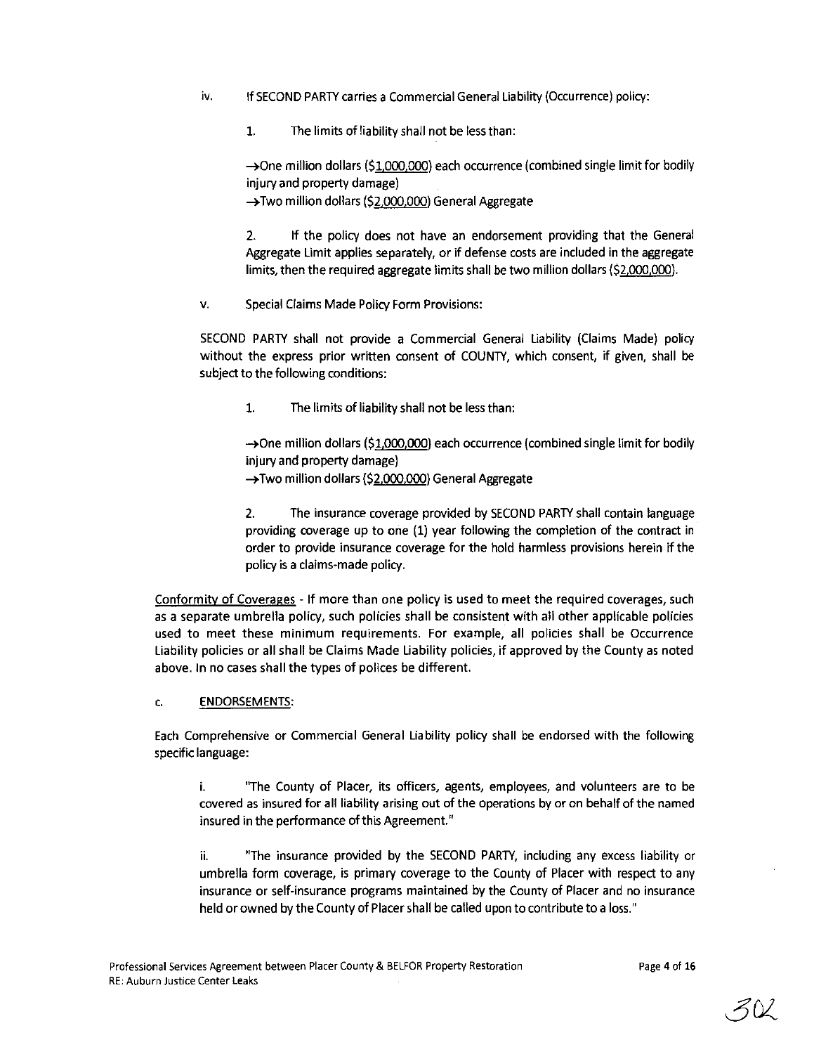iv. If SECOND PARTY carries a Commercial General Liability (Occurrence) policy:

1. The limits of liability shall not be less than:

→One million dollars ($1,000,000) each occurrence (combined single limit for bodily injury and property damage)
→Two million dollars ($2,000,000) General Aggregate

2. If the policy does not have an endorsement providing that the General Aggregate Limit applies separately, or if defense costs are included in the aggregate limits, then the required aggregate limits shall be two million dollars ($2,000,000).

v. Special Claims Made Policy Form Provisions:

SECOND PARTY shall not provide a Commercial General Liability (Claims Made) policy without the express prior written consent of COUNTY, which consent, if given, shall be subject to the following conditions:

1. The limits of liability shall not be less than:

→One million dollars ($1,000,000) each occurrence (combined single limit for bodily injury and property damage)
→Two million dollars ($2,000,000) General Aggregate

2. The insurance coverage provided by SECOND PARTY shall contain language providing coverage up to one (1) year following the completion of the contract in order to provide insurance coverage for the hold harmless provisions herein if the policy is a claims-made policy.

Conformity of Coverages - If more than one policy is used to meet the required coverages, such as a separate umbrella policy, such policies shall be consistent with all other applicable policies used to meet these minimum requirements. For example, all policies shall be Occurrence Liability policies or all shall be Claims Made Liability policies, if approved by the County as noted above. In no cases shall the types of polices be different.

c. ENDORSEMENTS:

Each Comprehensive or Commercial General Liability policy shall be endorsed with the following specific language:

i. "The County of Placer, its officers, agents, employees, and volunteers are to be covered as insured for all liability arising out of the operations by or on behalf of the named insured in the performance of this Agreement."

ii. "The insurance provided by the SECOND PARTY, including any excess liability or umbrella form coverage, is primary coverage to the County of Placer with respect to any insurance or self-insurance programs maintained by the County of Placer and no insurance held or owned by the County of Placer shall be called upon to contribute to a loss."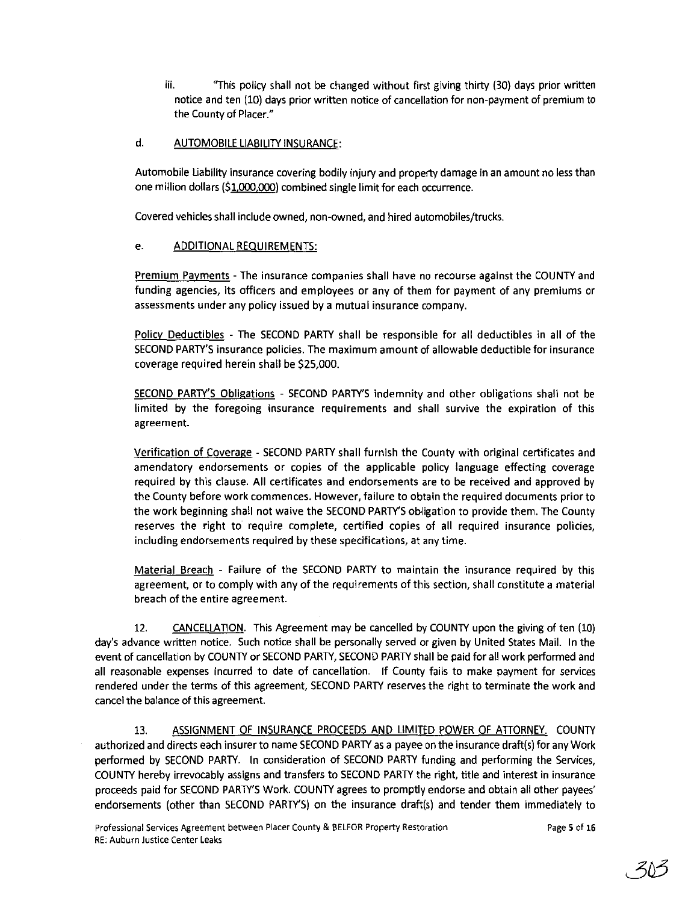iii. "This policy shall not be changed without first giving thirty (30) days prior written notice and ten (10) days prior written notice of cancellation for non-payment of premium to the County of Placer."

d. AUTOMOBILE LIABILITY INSURANCE:

Automobile Liability insurance covering bodily injury and property damage in an amount no less than one million dollars ($1,000,000) combined single limit for each occurrence.

Covered vehicles shall include owned, non-owned, and hired automobiles/trucks.

e. ADDITIONAL REQUIREMENTS:

Premium Payments - The insurance companies shall have no recourse against the COUNTY and funding agencies, its officers and employees or any of them for payment of any premiums or assessments under any policy issued by a mutual insurance company.

Policy Deductibles - The SECOND PARTY shall be responsible for all deductibles in all of the SECOND PARTY'S insurance policies. The maximum amount of allowable deductible for insurance coverage required herein shall be $25,000.

SECOND PARTY'S Obligations - SECOND PARTY'S indemnity and other obligations shall not be limited by the foregoing insurance requirements and shall survive the expiration of this agreement.

Verification of Coverage - SECOND PARTY shall furnish the County with original certificates and amendatory endorsements or copies of the applicable policy language effecting coverage required by this clause. All certificates and endorsements are to be received and approved by the County before work commences. However, failure to obtain the required documents prior to the work beginning shall not waive the SECOND PARTY'S obligation to provide them. The County reserves the right to require complete, certified copies of all required insurance policies, including endorsements required by these specifications, at any time.

Material Breach - Failure of the SECOND PARTY to maintain the insurance required by this agreement, or to comply with any of the requirements of this section, shall constitute a material breach of the entire agreement.

12. CANCELLATION. This Agreement may be cancelled by COUNTY upon the giving of ten (10) day's advance written notice. Such notice shall be personally served or given by United States Mail. In the event of cancellation by COUNTY or SECOND PARTY, SECOND PARTY shall be paid for all work performed and all reasonable expenses incurred to date of cancellation. If County fails to make payment for services rendered under the terms of this agreement, SECOND PARTY reserves the right to terminate the work and cancel the balance of this agreement.

13. ASSIGNMENT OF INSURANCE PROCEEDS AND LIMITED POWER OF ATTORNEY. COUNTY authorized and directs each insurer to name SECOND PARTY as a payee on the insurance draft(s) for any Work performed by SECOND PARTY. In consideration of SECOND PARTY funding and performing the Services, COUNTY hereby irrevocably assigns and transfers to SECOND PARTY the right, title and interest in insurance proceeds paid for SECOND PARTY'S Work. COUNTY agrees to promptly endorse and obtain all other payees' endorsements (other than SECOND PARTY'S) on the insurance draft(s) and tender them immediately to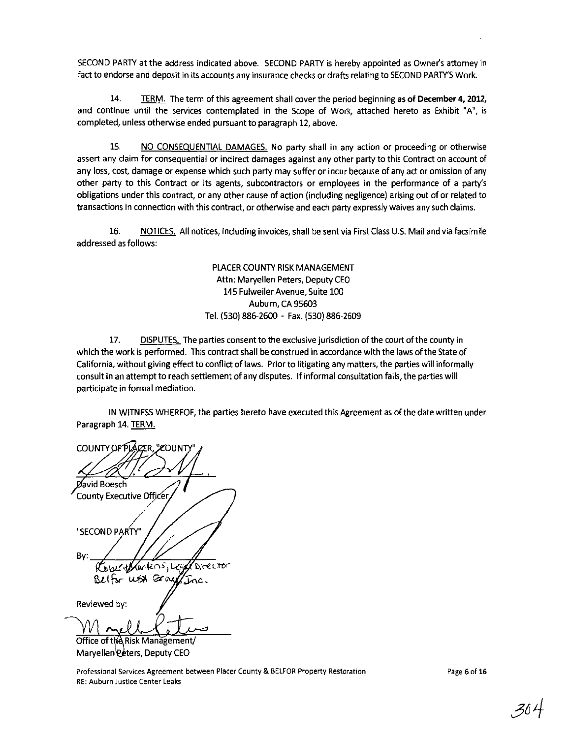SECOND PARTY at the address indicated above. SECOND PARTY is hereby appointed as Owner's attorney in fact to endorse and deposit in its accounts any insurance checks or drafts relating to SECOND PARTY'S Work.

14. TERM. The term of this agreement shall cover the period beginning **as of December 4, 2012,** and continue until the services contemplated in the Scope of Work, attached hereto as Exhibit "A", is completed, unless otherwise ended pursuant to paragraph 12, above.

15. NO CONSEQUENTIAL DAMAGES. No party shall in any action or proceeding or otherwise assert any claim for consequential or indirect damages against any other party to this Contract on account of any loss, cost, damage or expense which such party may suffer or incur because of any act or omission of any other party to this Contract or its agents, subcontractors or employees in the performance of a party's obligations under this contract, or any other cause of action (including negligence) arising out of or related to transactions in connection with this contract, or otherwise and each party expressly waives any such claims.

16. NOTICES. All notices, including invoices, shall be sent via First Class U.S. Mail and via facsimile addressed as follows:

PLACER COUNTY RISK MANAGEMENT
Attn: Maryellen Peters, Deputy CEO
145 Fulweiler Avenue, Suite 100
Auburn, CA 95603
Tel. (530) 886-2600 - Fax. (530) 886-2609

17. DISPUTES. The parties consent to the exclusive jurisdiction of the court of the county in which the work is performed. This contract shall be construed in accordance with the laws of the State of California, without giving effect to conflict of laws. Prior to litigating any matters, the parties will informally consult in an attempt to reach settlement of any disputes. If informal consultation fails, the parties will participate in formal mediation.

IN WITNESS WHEREOF, the parties hereto have executed this Agreement as of the date written under Paragraph 14. TERM.

COUNTY OF PLACER, "COUNTY"

David Boesch
County Executive Officer

"SECOND PARTY"

By:
Robert Markens, Legal Director
Belfor USA Group, Inc.

Reviewed by:

Office of the Risk Management/
Maryellen Peters, Deputy CEO

Professional Services Agreement between Placer County & BELFOR Property Restoration
RE: Auburn Justice Center Leaks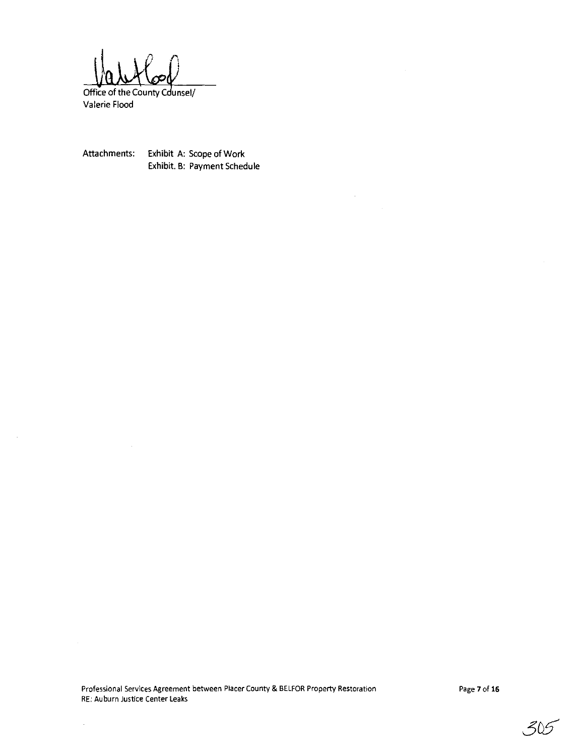Office of the County Counsel/
Valerie Flood

Attachments: Exhibit A: Scope of Work
Exhibit. B: Payment Schedule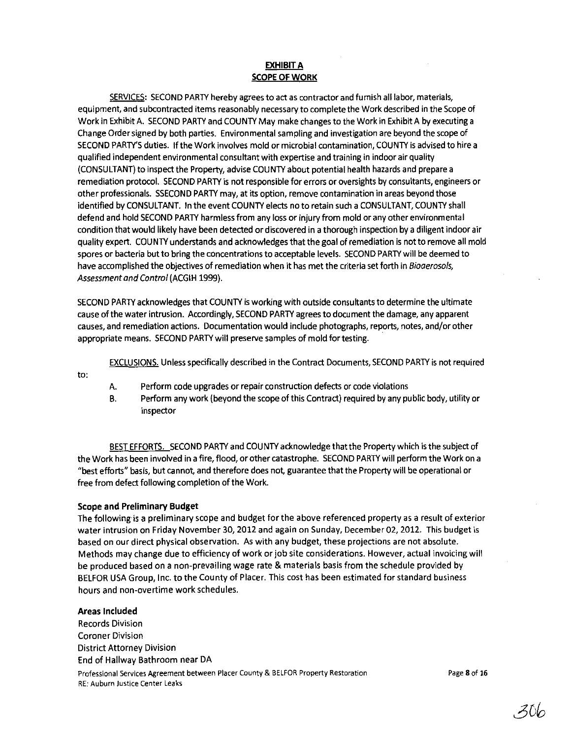**EXHIBIT A**
**SCOPE OF WORK**

SERVICES: SECOND PARTY hereby agrees to act as contractor and furnish all labor, materials, equipment, and subcontracted items reasonably necessary to complete the Work described in the Scope of Work in Exhibit A. SECOND PARTY and COUNTY May make changes to the Work in Exhibit A by executing a Change Order signed by both parties. Environmental sampling and investigation are beyond the scope of SECOND PARTY'S duties. If the Work involves mold or microbial contamination, COUNTY is advised to hire a qualified independent environmental consultant with expertise and training in indoor air quality (CONSULTANT) to inspect the Property, advise COUNTY about potential health hazards and prepare a remediation protocol. SECOND PARTY is not responsible for errors or oversights by consultants, engineers or other professionals. SSECOND PARTY may, at its option, remove contamination in areas beyond those identified by CONSULTANT. In the event COUNTY elects no to retain such a CONSULTANT, COUNTY shall defend and hold SECOND PARTY harmless from any loss or injury from mold or any other environmental condition that would likely have been detected or discovered in a thorough inspection by a diligent indoor air quality expert. COUNTY understands and acknowledges that the goal of remediation is not to remove all mold spores or bacteria but to bring the concentrations to acceptable levels. SECOND PARTY will be deemed to have accomplished the objectives of remediation when it has met the criteria set forth in *Bioaerosols, Assessment and Control* (ACGIH 1999).

SECOND PARTY acknowledges that COUNTY is working with outside consultants to determine the ultimate cause of the water intrusion. Accordingly, SECOND PARTY agrees to document the damage, any apparent causes, and remediation actions. Documentation would include photographs, reports, notes, and/or other appropriate means. SECOND PARTY will preserve samples of mold for testing.

EXCLUSIONS. Unless specifically described in the Contract Documents, SECOND PARTY is not required to:

A. Perform code upgrades or repair construction defects or code violations
B. Perform any work (beyond the scope of this Contract) required by any public body, utility or inspector

BEST EFFORTS. SECOND PARTY and COUNTY acknowledge that the Property which is the subject of the Work has been involved in a fire, flood, or other catastrophe. SECOND PARTY will perform the Work on a "best efforts" basis, but cannot, and therefore does not, guarantee that the Property will be operational or free from defect following completion of the Work.

**Scope and Preliminary Budget**

The following is a preliminary scope and budget for the above referenced property as a result of exterior water intrusion on Friday November 30, 2012 and again on Sunday, December 02, 2012. This budget is based on our direct physical observation. As with any budget, these projections are not absolute. Methods may change due to efficiency of work or job site considerations. However, actual invoicing will be produced based on a non-prevailing wage rate & materials basis from the schedule provided by BELFOR USA Group, Inc. to the County of Placer. This cost has been estimated for standard business hours and non-overtime work schedules.

**Areas Included**

Records Division
Coroner Division
District Attorney Division
End of Hallway Bathroom near DA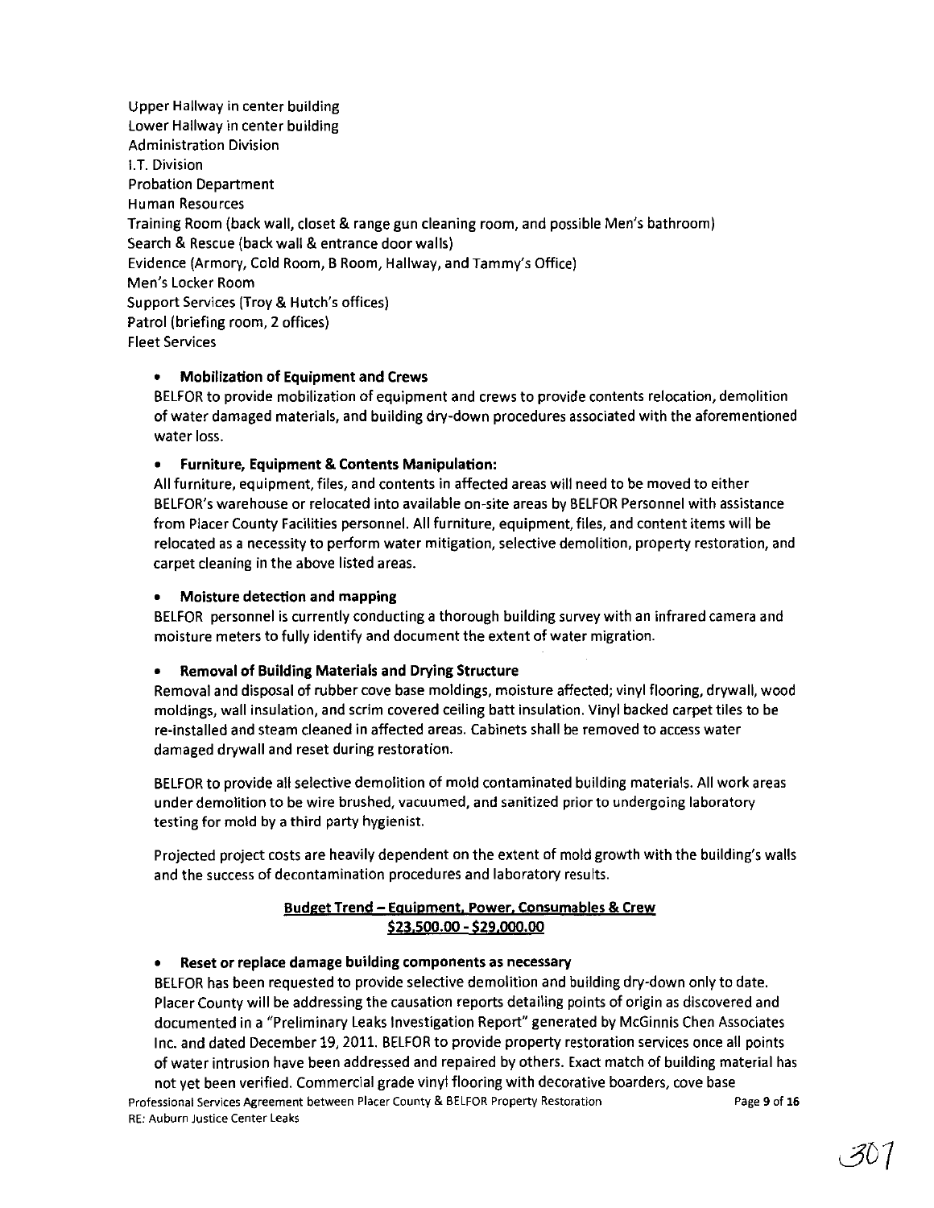Upper Hallway in center building
Lower Hallway in center building
Administration Division
I.T. Division
Probation Department
Human Resources
Training Room (back wall, closet & range gun cleaning room, and possible Men's bathroom)
Search & Rescue (back wall & entrance door walls)
Evidence (Armory, Cold Room, B Room, Hallway, and Tammy's Office)
Men's Locker Room
Support Services (Troy & Hutch's offices)
Patrol (briefing room, 2 offices)
Fleet Services

- **Mobilization of Equipment and Crews**
  BELFOR to provide mobilization of equipment and crews to provide contents relocation, demolition of water damaged materials, and building dry-down procedures associated with the aforementioned water loss.

- **Furniture, Equipment & Contents Manipulation:**
  All furniture, equipment, files, and contents in affected areas will need to be moved to either BELFOR's warehouse or relocated into available on-site areas by BELFOR Personnel with assistance from Placer County Facilities personnel. All furniture, equipment, files, and content items will be relocated as a necessity to perform water mitigation, selective demolition, property restoration, and carpet cleaning in the above listed areas.

- **Moisture detection and mapping**
  BELFOR personnel is currently conducting a thorough building survey with an infrared camera and moisture meters to fully identify and document the extent of water migration.

- **Removal of Building Materials and Drying Structure**
  Removal and disposal of rubber cove base moldings, moisture affected; vinyl flooring, drywall, wood moldings, wall insulation, and scrim covered ceiling batt insulation. Vinyl backed carpet tiles to be re-installed and steam cleaned in affected areas. Cabinets shall be removed to access water damaged drywall and reset during restoration.

  BELFOR to provide all selective demolition of mold contaminated building materials. All work areas under demolition to be wire brushed, vacuumed, and sanitized prior to undergoing laboratory testing for mold by a third party hygienist.

  Projected project costs are heavily dependent on the extent of mold growth with the building's walls and the success of decontamination procedures and laboratory results.

**Budget Trend – Equipment, Power, Consumables & Crew**
**$23,500.00 - $29,000.00**

- **Reset or replace damage building components as necessary**
  BELFOR has been requested to provide selective demolition and building dry-down only to date. Placer County will be addressing the causation reports detailing points of origin as discovered and documented in a "Preliminary Leaks Investigation Report" generated by McGinnis Chen Associates Inc. and dated December 19, 2011. BELFOR to provide property restoration services once all points of water intrusion have been addressed and repaired by others. Exact match of building material has not yet been verified. Commercial grade vinyl flooring with decorative boarders, cove base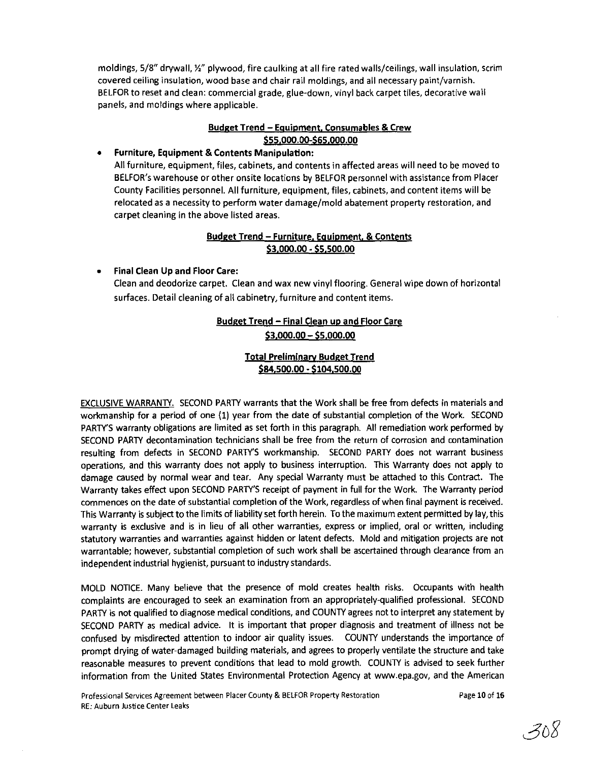moldings, 5/8" drywall, ½" plywood, fire caulking at all fire rated walls/ceilings, wall insulation, scrim covered ceiling insulation, wood base and chair rail moldings, and all necessary paint/varnish. BELFOR to reset and clean: commercial grade, glue-down, vinyl back carpet tiles, decorative wall panels, and moldings where applicable.

**Budget Trend – Equipment, Consumables & Crew**
**$55,000.00-$65,000.00**

- **Furniture, Equipment & Contents Manipulation:**
  All furniture, equipment, files, cabinets, and contents in affected areas will need to be moved to BELFOR's warehouse or other onsite locations by BELFOR personnel with assistance from Placer County Facilities personnel. All furniture, equipment, files, cabinets, and content items will be relocated as a necessity to perform water damage/mold abatement property restoration, and carpet cleaning in the above listed areas.

**Budget Trend – Furniture, Equipment, & Contents**
**$3,000.00 - $5,500.00**

- **Final Clean Up and Floor Care:**
  Clean and deodorize carpet. Clean and wax new vinyl flooring. General wipe down of horizontal surfaces. Detail cleaning of all cabinetry, furniture and content items.

**Budget Trend – Final Clean up and Floor Care**
**$3,000.00 – $5,000.00**

**Total Preliminary Budget Trend**
**$84,500.00 - $104,500.00**

EXCLUSIVE WARRANTY. SECOND PARTY warrants that the Work shall be free from defects in materials and workmanship for a period of one (1) year from the date of substantial completion of the Work. SECOND PARTY'S warranty obligations are limited as set forth in this paragraph. All remediation work performed by SECOND PARTY decontamination technicians shall be free from the return of corrosion and contamination resulting from defects in SECOND PARTY'S workmanship. SECOND PARTY does not warrant business operations, and this warranty does not apply to business interruption. This Warranty does not apply to damage caused by normal wear and tear. Any special Warranty must be attached to this Contract. The Warranty takes effect upon SECOND PARTY'S receipt of payment in full for the Work. The Warranty period commences on the date of substantial completion of the Work, regardless of when final payment is received. This Warranty is subject to the limits of liability set forth herein. To the maximum extent permitted by lay, this warranty is exclusive and is in lieu of all other warranties, express or implied, oral or written, including statutory warranties and warranties against hidden or latent defects. Mold and mitigation projects are not warrantable; however, substantial completion of such work shall be ascertained through clearance from an independent industrial hygienist, pursuant to industry standards.

MOLD NOTICE. Many believe that the presence of mold creates health risks. Occupants with health complaints are encouraged to seek an examination from an appropriately-qualified professional. SECOND PARTY is not qualified to diagnose medical conditions, and COUNTY agrees not to interpret any statement by SECOND PARTY as medical advice. It is important that proper diagnosis and treatment of illness not be confused by misdirected attention to indoor air quality issues. COUNTY understands the importance of prompt drying of water-damaged building materials, and agrees to properly ventilate the structure and take reasonable measures to prevent conditions that lead to mold growth. COUNTY is advised to seek further information from the United States Environmental Protection Agency at www.epa.gov, and the American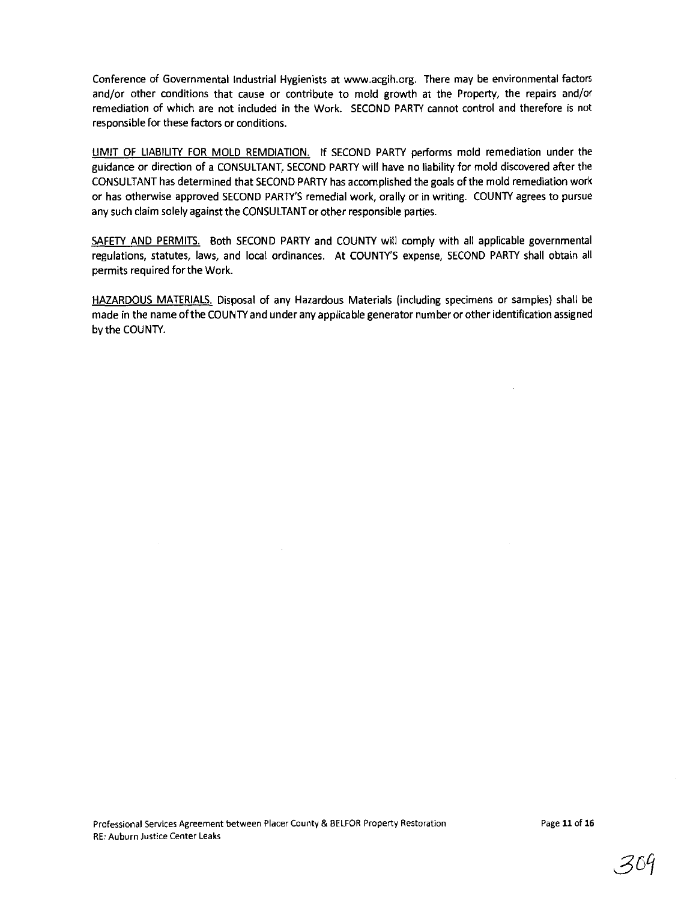Conference of Governmental Industrial Hygienists at www.acgih.org. There may be environmental factors and/or other conditions that cause or contribute to mold growth at the Property, the repairs and/or remediation of which are not included in the Work. SECOND PARTY cannot control and therefore is not responsible for these factors or conditions.

LIMIT OF LIABILITY FOR MOLD REMDIATION. If SECOND PARTY performs mold remediation under the guidance or direction of a CONSULTANT, SECOND PARTY will have no liability for mold discovered after the CONSULTANT has determined that SECOND PARTY has accomplished the goals of the mold remediation work or has otherwise approved SECOND PARTY'S remedial work, orally or in writing. COUNTY agrees to pursue any such claim solely against the CONSULTANT or other responsible parties.

SAFETY AND PERMITS. Both SECOND PARTY and COUNTY will comply with all applicable governmental regulations, statutes, laws, and local ordinances. At COUNTY'S expense, SECOND PARTY shall obtain all permits required for the Work.

HAZARDOUS MATERIALS. Disposal of any Hazardous Materials (including specimens or samples) shall be made in the name of the COUNTY and under any applicable generator number or other identification assigned by the COUNTY.

Professional Services Agreement between Placer County & BELFOR Property Restoration
RE: Auburn Justice Center Leaks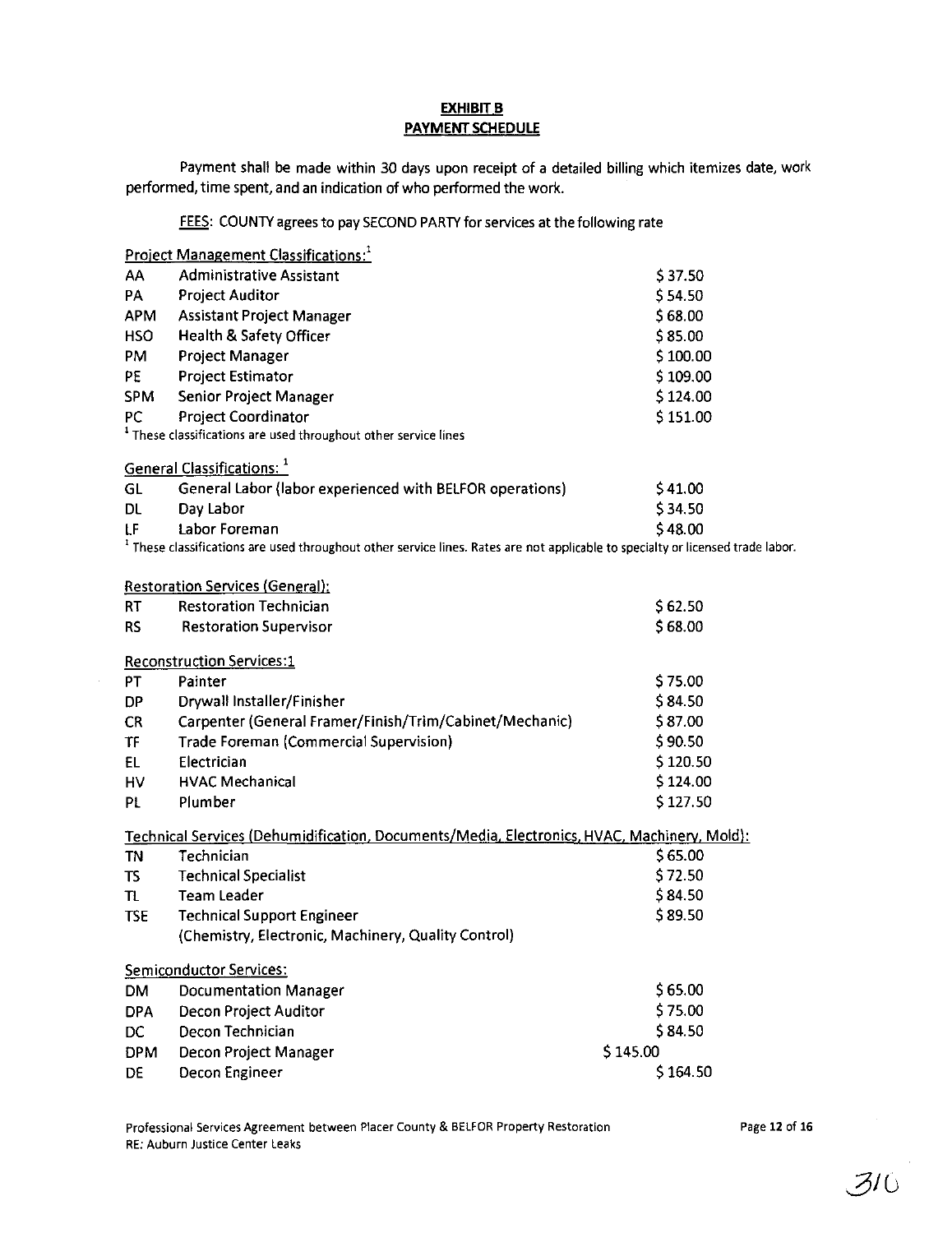**EXHIBIT B**
**PAYMENT SCHEDULE**

Payment shall be made within 30 days upon receipt of a detailed billing which itemizes date, work performed, time spent, and an indication of who performed the work.

FEES: COUNTY agrees to pay SECOND PARTY for services at the following rate

Project Management Classifications:[1]

| | | |
|---|---|---|
| AA | Administrative Assistant | $ 37.50 |
| PA | Project Auditor | $ 54.50 |
| APM | Assistant Project Manager | $ 68.00 |
| HSO | Health & Safety Officer | $ 85.00 |
| PM | Project Manager | $ 100.00 |
| PE | Project Estimator | $ 109.00 |
| SPM | Senior Project Manager | $ 124.00 |
| PC | Project Coordinator | $ 151.00 |

[1] These classifications are used throughout other service lines

General Classifications: [1]

| | | |
|---|---|---|
| GL | General Labor (labor experienced with BELFOR operations) | $ 41.00 |
| DL | Day Labor | $ 34.50 |
| LF | Labor Foreman | $ 48.00 |

[1] These classifications are used throughout other service lines. Rates are not applicable to specialty or licensed trade labor.

Restoration Services (General):

| | | |
|---|---|---|
| RT | Restoration Technician | $ 62.50 |
| RS | Restoration Supervisor | $ 68.00 |

Reconstruction Services:1

| | | |
|---|---|---|
| PT | Painter | $ 75.00 |
| DP | Drywall Installer/Finisher | $ 84.50 |
| CR | Carpenter (General Framer/Finish/Trim/Cabinet/Mechanic) | $ 87.00 |
| TF | Trade Foreman (Commercial Supervision) | $ 90.50 |
| EL | Electrician | $ 120.50 |
| HV | HVAC Mechanical | $ 124.00 |
| PL | Plumber | $ 127.50 |

Technical Services (Dehumidification, Documents/Media, Electronics, HVAC, Machinery, Mold):

| | | |
|---|---|---|
| TN | Technician | $ 65.00 |
| TS | Technical Specialist | $ 72.50 |
| TL | Team Leader | $ 84.50 |
| TSE | Technical Support Engineer (Chemistry, Electronic, Machinery, Quality Control) | $ 89.50 |

Semiconductor Services:

| | | |
|---|---|---|
| DM | Documentation Manager | $ 65.00 |
| DPA | Decon Project Auditor | $ 75.00 |
| DC | Decon Technician | $ 84.50 |
| DPM | Decon Project Manager | $ 145.00 |
| DE | Decon Engineer | $ 164.50 |

Professional Services Agreement between Placer County & BELFOR Property Restoration
RE: Auburn Justice Center Leaks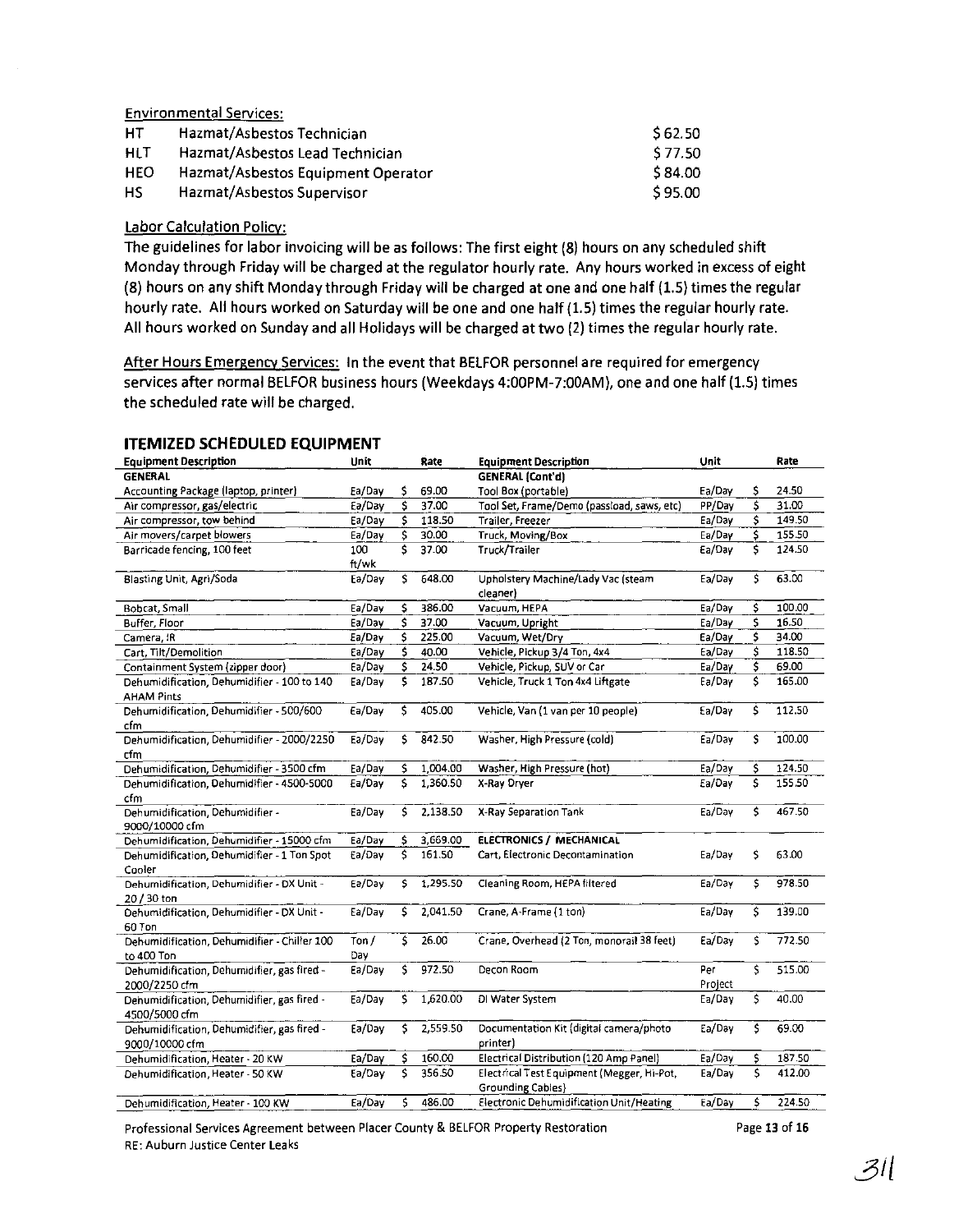Environmental Services:

| | | |
|---|---|---|
| HT | Hazmat/Asbestos Technician | $ 62.50 |
| HLT | Hazmat/Asbestos Lead Technician | $ 77.50 |
| HEO | Hazmat/Asbestos Equipment Operator | $ 84.00 |
| HS | Hazmat/Asbestos Supervisor | $ 95.00 |

Labor Calculation Policy:

The guidelines for labor invoicing will be as follows: The first eight (8) hours on any scheduled shift Monday through Friday will be charged at the regulator hourly rate. Any hours worked in excess of eight (8) hours on any shift Monday through Friday will be charged at one and one half (1.5) times the regular hourly rate. All hours worked on Saturday will be one and one half (1.5) times the regular hourly rate. All hours worked on Sunday and all Holidays will be charged at two (2) times the regular hourly rate.

After Hours Emergency Services: In the event that BELFOR personnel are required for emergency services after normal BELFOR business hours (Weekdays 4:00PM-7:00AM), one and one half (1.5) times the scheduled rate will be charged.

## ITEMIZED SCHEDULED EQUIPMENT

| Equipment Description | Unit | Rate | Equipment Description | Unit | Rate |
|---|---|---|---|---|---|
| **GENERAL** | | | **GENERAL (Cont'd)** | | |
| Accounting Package (laptop, printer) | Ea/Day | $ 69.00 | Tool Box (portable) | Ea/Day | $ 24.50 |
| Air compressor, gas/electric | Ea/Day | $ 37.00 | Tool Set, Frame/Demo (passload, saws, etc) | PP/Day | $ 31.00 |
| Air compressor, tow behind | Ea/Day | $ 118.50 | Trailer, Freezer | Ea/Day | $ 149.50 |
| Air movers/carpet blowers | Ea/Day | $ 30.00 | Truck, Moving/Box | Ea/Day | $ 155.50 |
| Barricade fencing, 100 feet | 100 ft/wk | $ 37.00 | Truck/Trailer | Ea/Day | $ 124.50 |
| Blasting Unit, Agri/Soda | Ea/Day | $ 648.00 | Upholstery Machine/Lady Vac (steam cleaner) | Ea/Day | $ 63.00 |
| Bobcat, Small | Ea/Day | $ 386.00 | Vacuum, HEPA | Ea/Day | $ 100.00 |
| Buffer, Floor | Ea/Day | $ 37.00 | Vacuum, Upright | Ea/Day | $ 16.50 |
| Camera, IR | Ea/Day | $ 225.00 | Vacuum, Wet/Dry | Ea/Day | $ 34.00 |
| Cart, Tilt/Demolition | Ea/Day | $ 40.00 | Vehicle, Pickup 3/4 Ton, 4x4 | Ea/Day | $ 118.50 |
| Containment System (zipper door) | Ea/Day | $ 24.50 | Vehicle, Pickup, SUV or Car | Ea/Day | $ 69.00 |
| Dehumidification, Dehumidifier - 100 to 140 AHAM Pints | Ea/Day | $ 187.50 | Vehicle, Truck 1 Ton 4x4 Liftgate | Ea/Day | $ 165.00 |
| Dehumidification, Dehumidifier - 500/600 cfm | Ea/Day | $ 405.00 | Vehicle, Van (1 van per 10 people) | Ea/Day | $ 112.50 |
| Dehumidification, Dehumidifier - 2000/2250 cfm | Ea/Day | $ 842.50 | Washer, High Pressure (cold) | Ea/Day | $ 100.00 |
| Dehumidification, Dehumidifier - 3500 cfm | Ea/Day | $ 1,004.00 | Washer, High Pressure (hot) | Ea/Day | $ 124.50 |
| Dehumidification, Dehumidifier - 4500-5000 cfm | Ea/Day | $ 1,360.50 | X-Ray Dryer | Ea/Day | $ 155.50 |
| Dehumidification, Dehumidifier - 9000/10000 cfm | Ea/Day | $ 2,138.50 | X-Ray Separation Tank | Ea/Day | $ 467.50 |
| Dehumidification, Dehumidifier - 15000 cfm | Ea/Day | $ 3,669.00 | **ELECTRONICS / MECHANICAL** | | |
| Dehumidification, Dehumidifier - 1 Ton Spot Cooler | Ea/Day | $ 161.50 | Cart, Electronic Decontamination | Ea/Day | $ 63.00 |
| Dehumidification, Dehumidifier - DX Unit - 20 / 30 ton | Ea/Day | $ 1,295.50 | Cleaning Room, HEPA filtered | Ea/Day | $ 978.50 |
| Dehumidification, Dehumidifier - DX Unit - 60 Ton | Ea/Day | $ 2,041.50 | Crane, A-Frame (1 ton) | Ea/Day | $ 139.00 |
| Dehumidification, Dehumidifier - Chiller 100 to 400 Ton | Ton / Day | $ 26.00 | Crane, Overhead (2 Ton, monorail 38 feet) | Ea/Day | $ 772.50 |
| Dehumidification, Dehumidifier, gas fired - 2000/2250 cfm | Ea/Day | $ 972.50 | Decon Room | Per Project | $ 515.00 |
| Dehumidification, Dehumidifier, gas fired - 4500/5000 cfm | Ea/Day | $ 1,620.00 | DI Water System | Ea/Day | $ 40.00 |
| Dehumidification, Dehumidifier, gas fired - 9000/10000 cfm | Ea/Day | $ 2,559.50 | Documentation Kit (digital camera/photo printer) | Ea/Day | $ 69.00 |
| Dehumidification, Heater - 20 KW | Ea/Day | $ 160.00 | Electrical Distribution (120 Amp Panel) | Ea/Day | $ 187.50 |
| Dehumidification, Heater - 50 KW | Ea/Day | $ 356.50 | Electrical Test Equipment (Megger, Hi-Pot, Grounding Cables) | Ea/Day | $ 412.00 |
| Dehumidification, Heater - 100 KW | Ea/Day | $ 486.00 | Electronic Dehumidification Unit/Heating | Ea/Day | $ 224.50 |

Professional Services Agreement between Placer County & BELFOR Property Restoration
RE: Auburn Justice Center Leaks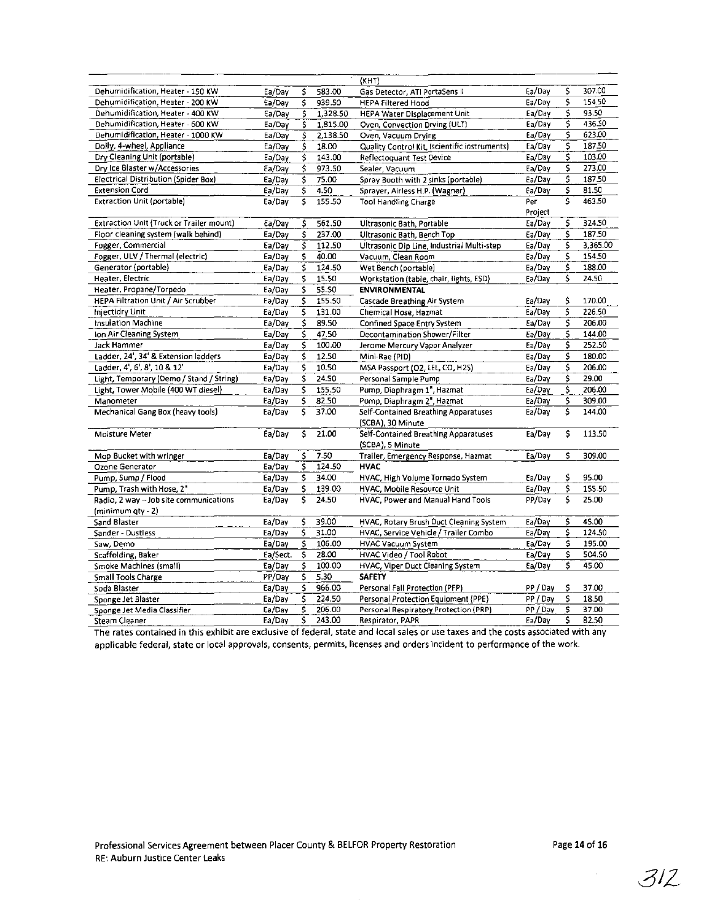| | | | | (KHT) | | | |
|---|---|---|---|---|---|---|---|
| Dehumidification, Heater - 150 KW | Ea/Day | $ | 583.00 | Gas Detector, ATI PortaSens II | Ea/Day | $ | 307.00 |
| Dehumidification, Heater - 200 KW | Ea/Day | $ | 939.50 | HEPA Filtered Hood | Ea/Day | $ | 154.50 |
| Dehumidification, Heater - 400 KW | Ea/Day | $ | 1,328.50 | HEPA Water Displacement Unit | Ea/Day | $ | 93.50 |
| Dehumidification, Heater - 600 KW | Ea/Day | $ | 1,815.00 | Oven, Convection Drying (ULT) | Ea/Day | $ | 436.50 |
| Dehumidification, Heater - 1000 KW | Ea/Day | $ | 2,138.50 | Oven, Vacuum Drying | Ea/Day | $ | 623.00 |
| Dolly, 4-wheel, Appliance | Ea/Day | $ | 18.00 | Quality Control Kit, (scientific instruments) | Ea/Day | $ | 187.50 |
| Dry Cleaning Unit (portable) | Ea/Day | $ | 143.00 | Reflectoquant Test Device | Ea/Day | $ | 103.00 |
| Dry Ice Blaster w/Accessories | Ea/Day | $ | 973.50 | Sealer, Vacuum | Ea/Day | $ | 273.00 |
| Electrical Distribution (Spider Box) | Ea/Day | $ | 75.00 | Spray Booth with 2 sinks (portable) | Ea/Day | $ | 187.50 |
| Extension Cord | Ea/Day | $ | 4.50 | Sprayer, Airless H.P. (Wagner) | Ea/Day | $ | 81.50 |
| Extraction Unit (portable) | Ea/Day | $ | 155.50 | Tool Handling Charge | Per Project | $ | 463.50 |
| Extraction Unit (Truck or Trailer mount) | Ea/Day | $ | 561.50 | Ultrasonic Bath, Portable | Ea/Day | $ | 324.50 |
| Floor cleaning system (walk behind) | Ea/Day | $ | 237.00 | Ultrasonic Bath, Bench Top | Ea/Day | $ | 187.50 |
| Fogger, Commercial | Ea/Day | $ | 112.50 | Ultrasonic Dip Line, Industrial Multi-step | Ea/Day | $ | 3,365.00 |
| Fogger, ULV / Thermal (electric) | Ea/Day | $ | 40.00 | Vacuum, Clean Room | Ea/Day | $ | 154.50 |
| Generator (portable) | Ea/Day | $ | 124.50 | Wet Bench (portable) | Ea/Day | $ | 188.00 |
| Heater, Electric | Ea/Day | $ | 15.50 | Workstation (table, chair, lights, ESD) | Ea/Day | $ | 24.50 |
| Heater, Propane/Torpedo | Ea/Day | $ | 55.50 | **ENVIRONMENTAL** | | | |
| HEPA Filtration Unit / Air Scrubber | Ea/Day | $ | 155.50 | Cascade Breathing Air System | Ea/Day | $ | 170.00 |
| Injectidry Unit | Ea/Day | $ | 131.00 | Chemical Hose, Hazmat | Ea/Day | $ | 226.50 |
| Insulation Machine | Ea/Day | $ | 89.50 | Confined Space Entry System | Ea/Day | $ | 206.00 |
| Ion Air Cleaning System | Ea/Day | $ | 47.50 | Decontamination Shower/Filter | Ea/Day | $ | 144.00 |
| Jack Hammer | Ea/Day | $ | 100.00 | Jerome Mercury Vapor Analyzer | Ea/Day | $ | 252.50 |
| Ladder, 24', 34' & Extension ladders | Ea/Day | $ | 12.50 | Mini-Rae (PID) | Ea/Day | $ | 180.00 |
| Ladder, 4', 6', 8', 10 & 12' | Ea/Day | $ | 10.50 | MSA Passport (O2, LEL, CO, H2S) | Ea/Day | $ | 206.00 |
| Light, Temporary (Demo / Stand / String) | Ea/Day | $ | 24.50 | Personal Sample Pump | Ea/Day | $ | 29.00 |
| Light, Tower Mobile (400 WT diesel) | Ea/Day | $ | 155.50 | Pump, Diaphragm 1", Hazmat | Ea/Day | $ | 206.00 |
| Manometer | Ea/Day | $ | 82.50 | Pump, Diaphragm 2", Hazmat | Ea/Day | $ | 309.00 |
| Mechanical Gang Box (heavy tools) | Ea/Day | $ | 37.00 | Self-Contained Breathing Apparatuses (SCBA), 30 Minute | Ea/Day | $ | 144.00 |
| Moisture Meter | Ea/Day | $ | 21.00 | Self-Contained Breathing Apparatuses (SCBA), 5 Minute | Ea/Day | $ | 113.50 |
| Mop Bucket with wringer | Ea/Day | $ | 7.50 | Trailer, Emergency Response, Hazmat | Ea/Day | $ | 309.00 |
| Ozone Generator | Ea/Day | $ | 124.50 | **HVAC** | | | |
| Pump, Sump / Flood | Ea/Day | $ | 34.00 | HVAC, High Volume Tornado System | Ea/Day | $ | 95.00 |
| Pump, Trash with Hose, 2" | Ea/Day | $ | 139.00 | HVAC, Mobile Resource Unit | Ea/Day | $ | 155.50 |
| Radio, 2 way – Job site communications (minimum qty - 2) | Ea/Day | $ | 24.50 | HVAC, Power and Manual Hand Tools | PP/Day | $ | 25.00 |
| Sand Blaster | Ea/Day | $ | 39.00 | HVAC, Rotary Brush Duct Cleaning System | Ea/Day | $ | 45.00 |
| Sander - Dustless | Ea/Day | $ | 31.00 | HVAC, Service Vehicle / Trailer Combo | Ea/Day | $ | 124.50 |
| Saw, Demo | Ea/Day | $ | 106.00 | HVAC Vacuum System | Ea/Day | $ | 195.00 |
| Scaffolding, Baker | Ea/Sect. | $ | 28.00 | HVAC Video / Tool Robot | Ea/Day | $ | 504.50 |
| Smoke Machines (small) | Ea/Day | $ | 100.00 | HVAC, Viper Duct Cleaning System | Ea/Day | $ | 45.00 |
| Small Tools Charge | PP/Day | $ | 5.30 | **SAFETY** | | | |
| Soda Blaster | Ea/Day | $ | 966.00 | Personal Fall Protection (PFP) | PP / Day | $ | 37.00 |
| Sponge Jet Blaster | Ea/Day | $ | 224.50 | Personal Protection Equipment (PPE) | PP / Day | $ | 18.50 |
| Sponge Jet Media Classifier | Ea/Day | $ | 206.00 | Personal Respiratory Protection (PRP) | PP / Day | $ | 37.00 |
| Steam Cleaner | Ea/Day | $ | 243.00 | Respirator, PAPR | Ea/Day | $ | 82.50 |

The rates contained in this exhibit are exclusive of federal, state and local sales or use taxes and the costs associated with any applicable federal, state or local approvals, consents, permits, licenses and orders incident to performance of the work.

Professional Services Agreement between Placer County & BELFOR Property Restoration
RE: Auburn Justice Center Leaks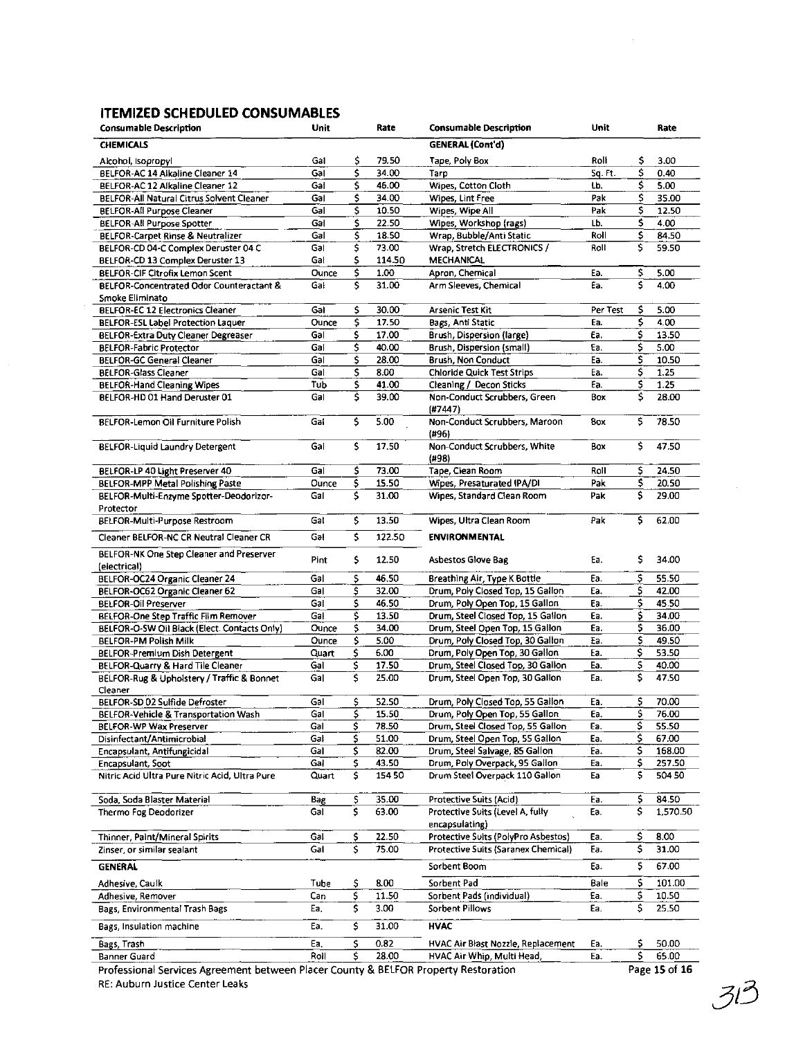## ITEMIZED SCHEDULED CONSUMABLES

| Consumable Description | Unit | Rate | Consumable Description | Unit | Rate |
|---|---|---|---|---|---|
| **CHEMICALS** | | | **GENERAL (Cont'd)** | | |
| Alcohol, Isopropyl | Gal | $ 79.50 | Tape, Poly Box | Roll | $ 3.00 |
| BELFOR-AC 14 Alkaline Cleaner 14 | Gal | $ 34.00 | Tarp | Sq. Ft. | $ 0.40 |
| BELFOR-AC 12 Alkaline Cleaner 12 | Gal | $ 46.00 | Wipes, Cotton Cloth | Lb. | $ 5.00 |
| BELFOR-All Natural Citrus Solvent Cleaner | Gal | $ 34.00 | Wipes, Lint Free | Pak | $ 35.00 |
| BELFOR-All Purpose Cleaner | Gal | $ 10.50 | Wipes, Wipe All | Pak | $ 12.50 |
| BELFOR-All Purpose Spotter | Gal | $ 22.50 | Wipes, Workshop (rags) | Lb. | $ 4.00 |
| BELFOR-Carpet Rinse & Neutralizer | Gal | $ 18.50 | Wrap, Bubble/Anti Static | Roll | $ 84.50 |
| BELFOR-CD 04-C Complex Deruster 04 C | Gal | $ 73.00 | Wrap, Stretch ELECTRONICS / MECHANICAL | Roll | $ 59.50 |
| BELFOR-CD 13 Complex Deruster 13 | Gal | $ 114.50 | | | |
| BELFOR-CIF Citrofix Lemon Scent | Ounce | $ 1.00 | Apron, Chemical | Ea. | $ 5.00 |
| BELFOR-Concentrated Odor Counteractant & Smoke Eliminato | Gal | $ 31.00 | Arm Sleeves, Chemical | Ea. | $ 4.00 |
| BELFOR-EC 12 Electronics Cleaner | Gal | $ 30.00 | Arsenic Test Kit | Per Test | $ 5.00 |
| BELFOR-ESL Label Protection Laquer | Ounce | $ 17.50 | Bags, Anti Static | Ea. | $ 4.00 |
| BELFOR-Extra Duty Cleaner Degreaser | Gal | $ 17.00 | Brush, Dispersion (large) | Ea. | $ 13.50 |
| BELFOR-Fabric Protector | Gal | $ 40.00 | Brush, Dispersion (small) | Ea. | $ 5.00 |
| BELFOR-GC General Cleaner | Gal | $ 28.00 | Brush, Non Conduct | Ea. | $ 10.50 |
| BELFOR-Glass Cleaner | Gal | $ 8.00 | Chloride Quick Test Strips | Ea. | $ 1.25 |
| BELFOR-Hand Cleaning Wipes | Tub | $ 41.00 | Cleaning / Decon Sticks | Ea. | $ 1.25 |
| BELFOR-HD 01 Hand Deruster 01 | Gal | $ 39.00 | Non-Conduct Scrubbers, Green (#7447) | Box | $ 28.00 |
| BELFOR-Lemon Oil Furniture Polish | Gal | $ 5.00 | Non-Conduct Scrubbers, Maroon (#96) | Box | $ 78.50 |
| BELFOR-Liquid Laundry Detergent | Gal | $ 17.50 | Non-Conduct Scrubbers, White (#98) | Box | $ 47.50 |
| BELFOR-LP 40 Light Preserver 40 | Gal | $ 73.00 | Tape, Clean Room | Roll | $ 24.50 |
| BELFOR-MPP Metal Polishing Paste | Ounce | $ 15.50 | Wipes, Presaturated IPA/DI | Pak | $ 20.50 |
| BELFOR-Multi-Enzyme Spotter-Deodorizor-Protector | Gal | $ 31.00 | Wipes, Standard Clean Room | Pak | $ 29.00 |
| BELFOR-Multi-Purpose Restroom | Gal | $ 13.50 | Wipes, Ultra Clean Room | Pak | $ 62.00 |
| Cleaner BELFOR-NC CR Neutral Cleaner CR | Gal | $ 122.50 | **ENVIRONMENTAL** | | |
| BELFOR-NK One Step Cleaner and Preserver (electrical) | Pint | $ 12.50 | Asbestos Glove Bag | Ea. | $ 34.00 |
| BELFOR-OC24 Organic Cleaner 24 | Gal | $ 46.50 | Breathing Air, Type K Bottle | Ea. | $ 55.50 |
| BELFOR-OC62 Organic Cleaner 62 | Gal | $ 32.00 | Drum, Poly Closed Top, 15 Gallon | Ea. | $ 42.00 |
| BELFOR-Oil Preserver | Gal | $ 46.50 | Drum, Poly Open Top, 15 Gallon | Ea. | $ 45.50 |
| BELFOR-One Step Traffic Film Remover | Gal | $ 13.50 | Drum, Steel Closed Top, 15 Gallon | Ea. | $ 34.00 |
| BELFOR-O-SW Oil Black (Elect. Contacts Only) | Ounce | $ 34.00 | Drum, Steel Open Top, 15 Gallon | Ea. | $ 36.00 |
| BELFOR-PM Polish Milk | Ounce | $ 5.00 | Drum, Poly Closed Top, 30 Gallon | Ea. | $ 49.50 |
| BELFOR-Premium Dish Detergent | Quart | $ 6.00 | Drum, Poly Open Top, 30 Gallon | Ea. | $ 53.50 |
| BELFOR-Quarry & Hard Tile Cleaner | Gal | $ 17.50 | Drum, Steel Closed Top, 30 Gallon | Ea. | $ 40.00 |
| BELFOR-Rug & Upholstery / Traffic & Bonnet Cleaner | Gal | $ 25.00 | Drum, Steel Open Top, 30 Gallon | Ea. | $ 47.50 |
| BELFOR-SD 02 Sulfide Defroster | Gal | $ 52.50 | Drum, Poly Closed Top, 55 Gallon | Ea. | $ 70.00 |
| BELFOR-Vehicle & Transportation Wash | Gal | $ 15.50 | Drum, Poly Open Top, 55 Gallon | Ea. | $ 76.00 |
| BELFOR-WP Wax Preserver | Gal | $ 78.50 | Drum, Steel Closed Top, 55 Gallon | Ea. | $ 55.50 |
| Disinfectant/Antimicrobial | Gal | $ 51.00 | Drum, Steel Open Top, 55 Gallon | Ea. | $ 67.00 |
| Encapsulant, Antifungicidal | Gal | $ 82.00 | Drum, Steel Salvage, 85 Gallon | Ea. | $ 168.00 |
| Encapsulant, Soot | Gal | $ 43.50 | Drum, Poly Overpack, 95 Gallon | Ea. | $ 257.50 |
| Nitric Acid Ultra Pure Nitric Acid, Ultra Pure | Quart | $ 154.50 | Drum Steel Overpack 110 Gallon | Ea | $ 504.50 |
| Soda, Soda Blaster Material | Bag | $ 35.00 | Protective Suits (Acid) | Ea. | $ 84.50 |
| Thermo Fog Deodorizer | Gal | $ 63.00 | Protective Suits (Level A, fully encapsulating) | Ea. | $ 1,570.50 |
| Thinner, Paint/Mineral Spirits | Gal | $ 22.50 | Protective Suits (PolyPro Asbestos) | Ea. | $ 8.00 |
| Zinser, or similar sealant | Gal | $ 75.00 | Protective Suits (Saranex Chemical) | Ea. | $ 31.00 |
| **GENERAL** | | | Sorbent Boom | Ea. | $ 67.00 |
| Adhesive, Caulk | Tube | $ 8.00 | Sorbent Pad | Bale | $ 101.00 |
| Adhesive, Remover | Can | $ 11.50 | Sorbent Pads (individual) | Ea. | $ 10.50 |
| Bags, Environmental Trash Bags | Ea. | $ 3.00 | Sorbent Pillows | Ea. | $ 25.50 |
| Bags, Insulation machine | Ea. | $ 31.00 | **HVAC** | | |
| Bags, Trash | Ea. | $ 0.82 | HVAC Air Blast Nozzle, Replacement | Ea. | $ 50.00 |
| Banner Guard | Roll | $ 28.00 | HVAC Air Whip, Multi Head, | Ea. | $ 65.00 |

Professional Services Agreement between Placer County & BELFOR Property Restoration
RE: Auburn Justice Center Leaks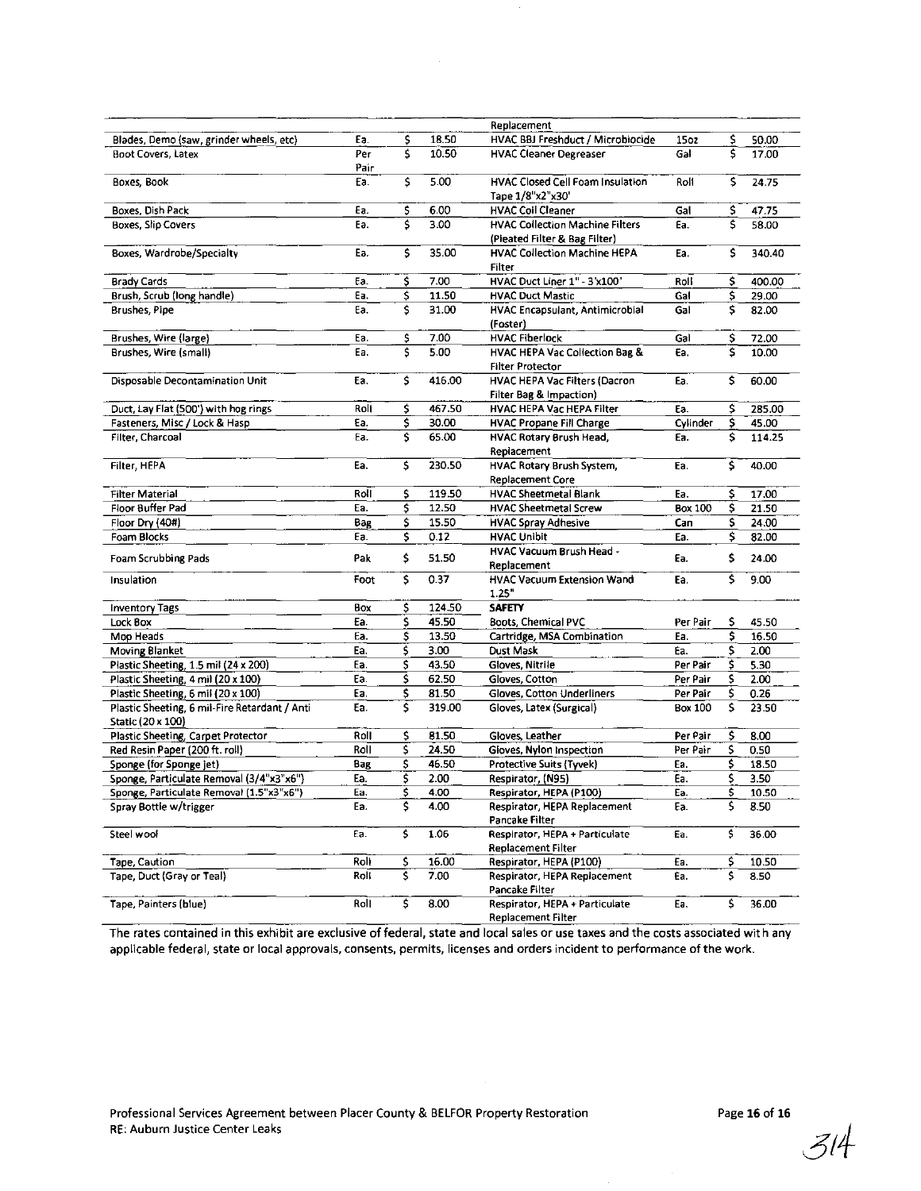| | | | | | | | |
|---|---|---|---|---|---|---|---|
| | | | | Replacement | | | |
| Blades, Demo (saw, grinder wheels, etc) | Ea. | $ | 18.50 | HVAC BBJ Freshduct / Microbiocide | 15oz | $ | 50.00 |
| Boot Covers, Latex | Per Pair | $ | 10.50 | HVAC Cleaner Degreaser | Gal | $ | 17.00 |
| Boxes, Book | Ea. | $ | 5.00 | HVAC Closed Cell Foam Insulation Tape 1/8"x2"x30' | Roll | $ | 24.75 |
| Boxes, Dish Pack | Ea. | $ | 6.00 | HVAC Coil Cleaner | Gal | $ | 47.75 |
| Boxes, Slip Covers | Ea. | $ | 3.00 | HVAC Collection Machine Filters (Pleated Filter & Bag Filter) | Ea. | $ | 58.00 |
| Boxes, Wardrobe/Specialty | Ea. | $ | 35.00 | HVAC Collection Machine HEPA Filter | Ea. | $ | 340.40 |
| Brady Cards | Ea. | $ | 7.00 | HVAC Duct Liner 1" - 3'x100' | Roll | $ | 400.00 |
| Brush, Scrub (long handle) | Ea. | $ | 11.50 | HVAC Duct Mastic | Gal | $ | 29.00 |
| Brushes, Pipe | Ea. | $ | 31.00 | HVAC Encapsulant, Antimicrobial (Foster) | Gal | $ | 82.00 |
| Brushes, Wire (large) | Ea. | $ | 7.00 | HVAC Fiberlock | Gal | $ | 72.00 |
| Brushes, Wire (small) | Ea. | $ | 5.00 | HVAC HEPA Vac Collection Bag & Filter Protector | Ea. | $ | 10.00 |
| Disposable Decontamination Unit | Ea. | $ | 416.00 | HVAC HEPA Vac Filters (Dacron Filter Bag & Impaction) | Ea. | $ | 60.00 |
| Duct, Lay Flat (500') with hog rings | Roll | $ | 467.50 | HVAC HEPA Vac HEPA Filter | Ea. | $ | 285.00 |
| Fasteners, Misc / Lock & Hasp | Ea. | $ | 30.00 | HVAC Propane Fill Charge | Cylinder | $ | 45.00 |
| Filter, Charcoal | Ea. | $ | 65.00 | HVAC Rotary Brush Head, Replacement | Ea. | $ | 114.25 |
| Filter, HEPA | Ea. | $ | 230.50 | HVAC Rotary Brush System, Replacement Core | Ea. | $ | 40.00 |
| Filter Material | Roll | $ | 119.50 | HVAC Sheetmetal Blank | Ea. | $ | 17.00 |
| Floor Buffer Pad | Ea. | $ | 12.50 | HVAC Sheetmetal Screw | Box 100 | $ | 21.50 |
| Floor Dry (40#) | Bag | $ | 15.50 | HVAC Spray Adhesive | Can | $ | 24.00 |
| Foam Blocks | Ea. | $ | 0.12 | HVAC Unibit | Ea. | $ | 82.00 |
| Foam Scrubbing Pads | Pak | $ | 51.50 | HVAC Vacuum Brush Head - Replacement | Ea. | $ | 24.00 |
| Insulation | Foot | $ | 0.37 | HVAC Vacuum Extension Wand 1.25" | Ea. | $ | 9.00 |
| Inventory Tags | Box | $ | 124.50 | **SAFETY** | | | |
| Lock Box | Ea. | $ | 45.50 | Boots, Chemical PVC | Per Pair | $ | 45.50 |
| Mop Heads | Ea. | $ | 13.50 | Cartridge, MSA Combination | Ea. | $ | 16.50 |
| Moving Blanket | Ea. | $ | 3.00 | Dust Mask | Ea. | $ | 2.00 |
| Plastic Sheeting, 1.5 mil (24 x 200) | Ea. | $ | 43.50 | Gloves, Nitrile | Per Pair | $ | 5.30 |
| Plastic Sheeting, 4 mil (20 x 100) | Ea. | $ | 62.50 | Gloves, Cotton | Per Pair | $ | 2.00 |
| Plastic Sheeting, 6 mil (20 x 100) | Ea. | $ | 81.50 | Gloves, Cotton Underliners | Per Pair | $ | 0.26 |
| Plastic Sheeting, 6 mil-Fire Retardant / Anti Static (20 x 100) | Ea. | $ | 319.00 | Gloves, Latex (Surgical) | Box 100 | $ | 23.50 |
| Plastic Sheeting, Carpet Protector | Roll | $ | 81.50 | Gloves, Leather | Per Pair | $ | 8.00 |
| Red Resin Paper (200 ft. roll) | Roll | $ | 24.50 | Gloves, Nylon Inspection | Per Pair | $ | 0.50 |
| Sponge (for Sponge jet) | Bag | $ | 46.50 | Protective Suits (Tyvek) | Ea. | $ | 18.50 |
| Sponge, Particulate Removal (3/4"x3"x6") | Ea. | $ | 2.00 | Respirator, (N95) | Ea. | $ | 3.50 |
| Sponge, Particulate Removal (1.5"x3"x6") | Ea. | $ | 4.00 | Respirator, HEPA (P100) | Ea. | $ | 10.50 |
| Spray Bottle w/trigger | Ea. | $ | 4.00 | Respirator, HEPA Replacement Pancake Filter | Ea. | $ | 8.50 |
| Steel wool | Ea. | $ | 1.06 | Respirator, HEPA + Particulate Replacement Filter | Ea. | $ | 36.00 |
| Tape, Caution | Roll | $ | 16.00 | Respirator, HEPA (P100) | Ea. | $ | 10.50 |
| Tape, Duct (Gray or Teal) | Roll | $ | 7.00 | Respirator, HEPA Replacement Pancake Filter | Ea. | $ | 8.50 |
| Tape, Painters (blue) | Roll | $ | 8.00 | Respirator, HEPA + Particulate Replacement Filter | Ea. | $ | 36.00 |

The rates contained in this exhibit are exclusive of federal, state and local sales or use taxes and the costs associated with any applicable federal, state or local approvals, consents, permits, licenses and orders incident to performance of the work.

Professional Services Agreement between Placer County & BELFOR Property Restoration
RE: Auburn Justice Center Leaks